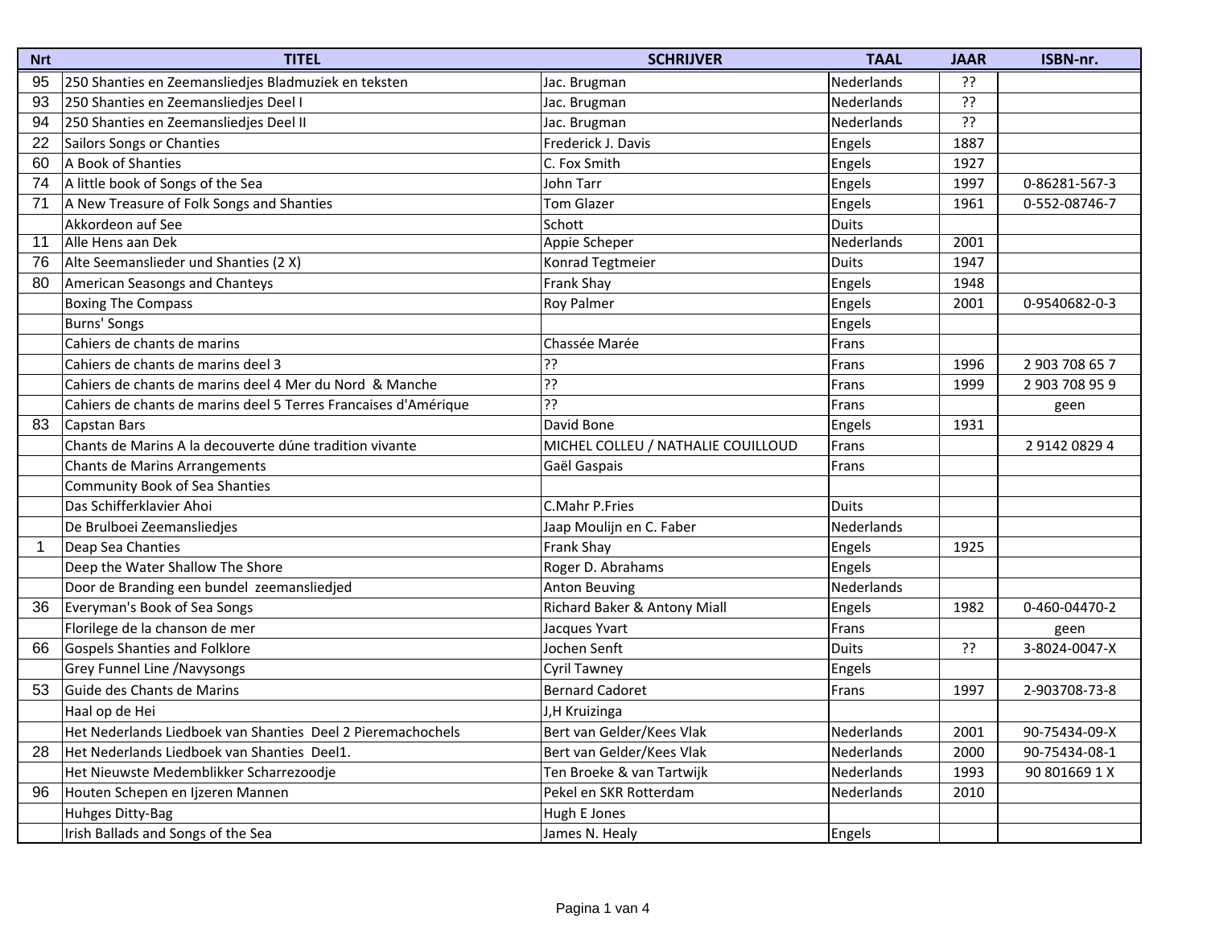| Nrt | TITEL | SCHRIJVER | TAAL | JAAR | ISBN-nr. |
|---|---|---|---|---|---|
| 95 | 250 Shanties en Zeemansliedjes Bladmuziek en teksten | Jac. Brugman | Nederlands | ?? | |
| 93 | 250 Shanties en Zeemansliedjes Deel I | Jac. Brugman | Nederlands | ?? | |
| 94 | 250 Shanties en Zeemansliedjes Deel II | Jac. Brugman | Nederlands | ?? | |
| 22 | Sailors Songs or Chanties | Frederick J. Davis | Engels | 1887 | |
| 60 | A Book of Shanties | C. Fox Smith | Engels | 1927 | |
| 74 | A little book of Songs of the Sea | John Tarr | Engels | 1997 | 0-86281-567-3 |
| 71 | A New Treasure of Folk Songs and Shanties | Tom Glazer | Engels | 1961 | 0-552-08746-7 |
| | Akkordeon auf See | Schott | Duits | | |
| 11 | Alle Hens aan Dek | Appie Scheper | Nederlands | 2001 | |
| 76 | Alte Seemanslieder und Shanties (2 X) | Konrad Tegtmeier | Duits | 1947 | |
| 80 | American Seasongs and Chanteys | Frank Shay | Engels | 1948 | |
| | Boxing The Compass | Roy Palmer | Engels | 2001 | 0-9540682-0-3 |
| | Burns' Songs | | Engels | | |
| | Cahiers de chants de marins | Chassée Marée | Frans | | |
| | Cahiers de chants de marins deel 3 | ?? | Frans | 1996 | 2 903 708 65 7 |
| | Cahiers de chants de marins deel 4 Mer du Nord & Manche | ?? | Frans | 1999 | 2 903 708 95 9 |
| | Cahiers de chants de marins deel 5 Terres Francaises d'Amérique | ?? | Frans | | geen |
| 83 | Capstan Bars | David Bone | Engels | 1931 | |
| | Chants de Marins A la decouverte dúne tradition vivante | MICHEL COLLEU / NATHALIE COUILLOUD | Frans | | 2 9142 0829 4 |
| | Chants de Marins Arrangements | Gaël Gaspais | Frans | | |
| | Community Book of Sea Shanties | | | | |
| | Das Schifferklavier Ahoi | C.Mahr P.Fries | Duits | | |
| | De Brulboei Zeemansliedjes | Jaap Moulijn en C. Faber | Nederlands | | |
| 1 | Deap Sea Chanties | Frank Shay | Engels | 1925 | |
| | Deep the Water Shallow The Shore | Roger D. Abrahams | Engels | | |
| | Door de Branding een bundel zeemansliedjed | Anton Beuving | Nederlands | | |
| 36 | Everyman's Book of Sea Songs | Richard Baker & Antony Miall | Engels | 1982 | 0-460-04470-2 |
| | Florilege de la chanson de mer | Jacques Yvart | Frans | | geen |
| 66 | Gospels Shanties and Folklore | Jochen Senft | Duits | ?? | 3-8024-0047-X |
| | Grey Funnel Line /Navysongs | Cyril Tawney | Engels | | |
| 53 | Guide des Chants de Marins | Bernard Cadoret | Frans | 1997 | 2-903708-73-8 |
| | Haal op de Hei | J,H Kruizinga | | | |
| | Het Nederlands Liedboek van Shanties Deel 2 Pieremachochels | Bert van Gelder/Kees Vlak | Nederlands | 2001 | 90-75434-09-X |
| 28 | Het Nederlands Liedboek van Shanties Deel1. | Bert van Gelder/Kees Vlak | Nederlands | 2000 | 90-75434-08-1 |
| | Het Nieuwste Medemblikker Scharrezoodje | Ten Broeke & van Tartwijk | Nederlands | 1993 | 90 801669 1 X |
| 96 | Houten Schepen en Ijzeren Mannen | Pekel en SKR Rotterdam | Nederlands | 2010 | |
| | Huhges Ditty-Bag | Hugh E Jones | | | |
| | Irish Ballads and Songs of the Sea | James N. Healy | Engels | | |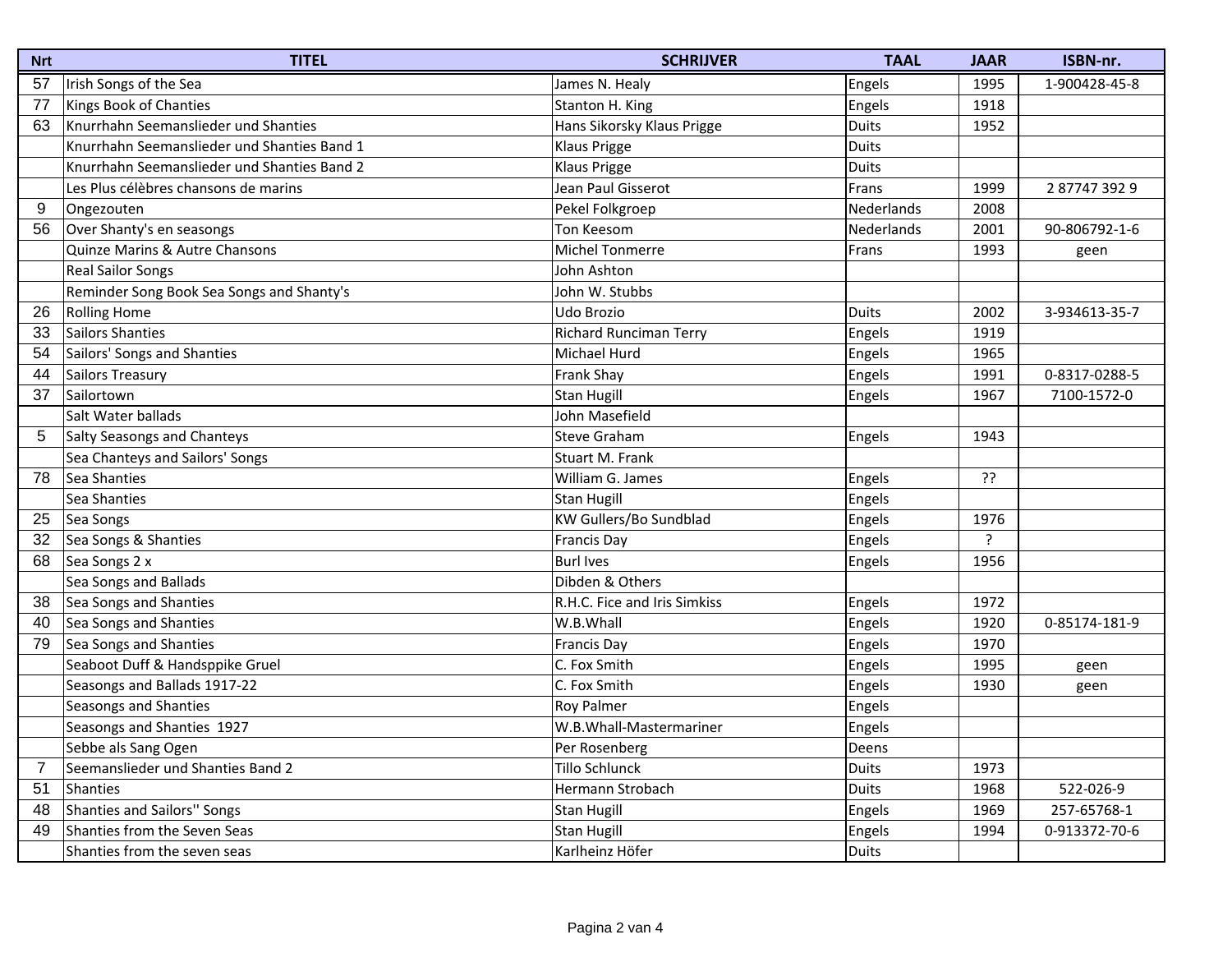| Nrt | TITEL | SCHRIJVER | TAAL | JAAR | ISBN-nr. |
|---|---|---|---|---|---|
| 57 | Irish Songs of the Sea | James N. Healy | Engels | 1995 | 1-900428-45-8 |
| 77 | Kings Book of Chanties | Stanton H. King | Engels | 1918 | |
| 63 | Knurrhahn Seemanslieder und Shanties | Hans Sikorsky Klaus Prigge | Duits | 1952 | |
| | Knurrhahn Seemanslieder und Shanties Band 1 | Klaus Prigge | Duits | | |
| | Knurrhahn Seemanslieder und Shanties Band 2 | Klaus Prigge | Duits | | |
| | Les Plus célèbres chansons de marins | Jean Paul Gisserot | Frans | 1999 | 2 87747 392 9 |
| 9 | Ongezouten | Pekel Folkgroep | Nederlands | 2008 | |
| 56 | Over Shanty's en seasongs | Ton Keesom | Nederlands | 2001 | 90-806792-1-6 |
| | Quinze Marins & Autre Chansons | Michel Tonmerre | Frans | 1993 | geen |
| | Real Sailor Songs | John Ashton | | | |
| | Reminder Song Book Sea Songs and Shanty's | John W. Stubbs | | | |
| 26 | Rolling Home | Udo Brozio | Duits | 2002 | 3-934613-35-7 |
| 33 | Sailors Shanties | Richard Runciman Terry | Engels | 1919 | |
| 54 | Sailors' Songs and Shanties | Michael Hurd | Engels | 1965 | |
| 44 | Sailors Treasury | Frank Shay | Engels | 1991 | 0-8317-0288-5 |
| 37 | Sailortown | Stan Hugill | Engels | 1967 | 7100-1572-0 |
| | Salt Water ballads | John Masefield | | | |
| 5 | Salty Seasongs and Chanteys | Steve Graham | Engels | 1943 | |
| | Sea Chanteys and Sailors' Songs | Stuart M. Frank | | | |
| 78 | Sea Shanties | William G. James | Engels | ?? | |
| | Sea Shanties | Stan Hugill | Engels | | |
| 25 | Sea Songs | KW Gullers/Bo Sundblad | Engels | 1976 | |
| 32 | Sea Songs & Shanties | Francis Day | Engels | ? | |
| 68 | Sea Songs 2 x | Burl Ives | Engels | 1956 | |
| | Sea Songs and Ballads | Dibden & Others | | | |
| 38 | Sea Songs and Shanties | R.H.C. Fice and Iris Simkiss | Engels | 1972 | |
| 40 | Sea Songs and Shanties | W.B.Whall | Engels | 1920 | 0-85174-181-9 |
| 79 | Sea Songs and Shanties | Francis Day | Engels | 1970 | |
| | Seaboot Duff & Handsppike Gruel | C. Fox Smith | Engels | 1995 | geen |
| | Seasongs and Ballads 1917-22 | C. Fox Smith | Engels | 1930 | geen |
| | Seasongs and Shanties | Roy Palmer | Engels | | |
| | Seasongs and Shanties 1927 | W.B.Whall-Mastermariner | Engels | | |
| | Sebbe als Sang Ogen | Per Rosenberg | Deens | | |
| 7 | Seemanslieder und Shanties Band 2 | Tillo Schlunck | Duits | 1973 | |
| 51 | Shanties | Hermann Strobach | Duits | 1968 | 522-026-9 |
| 48 | Shanties and Sailors'' Songs | Stan Hugill | Engels | 1969 | 257-65768-1 |
| 49 | Shanties from the Seven Seas | Stan Hugill | Engels | 1994 | 0-913372-70-6 |
| | Shanties from the seven seas | Karlheinz Höfer | Duits | | |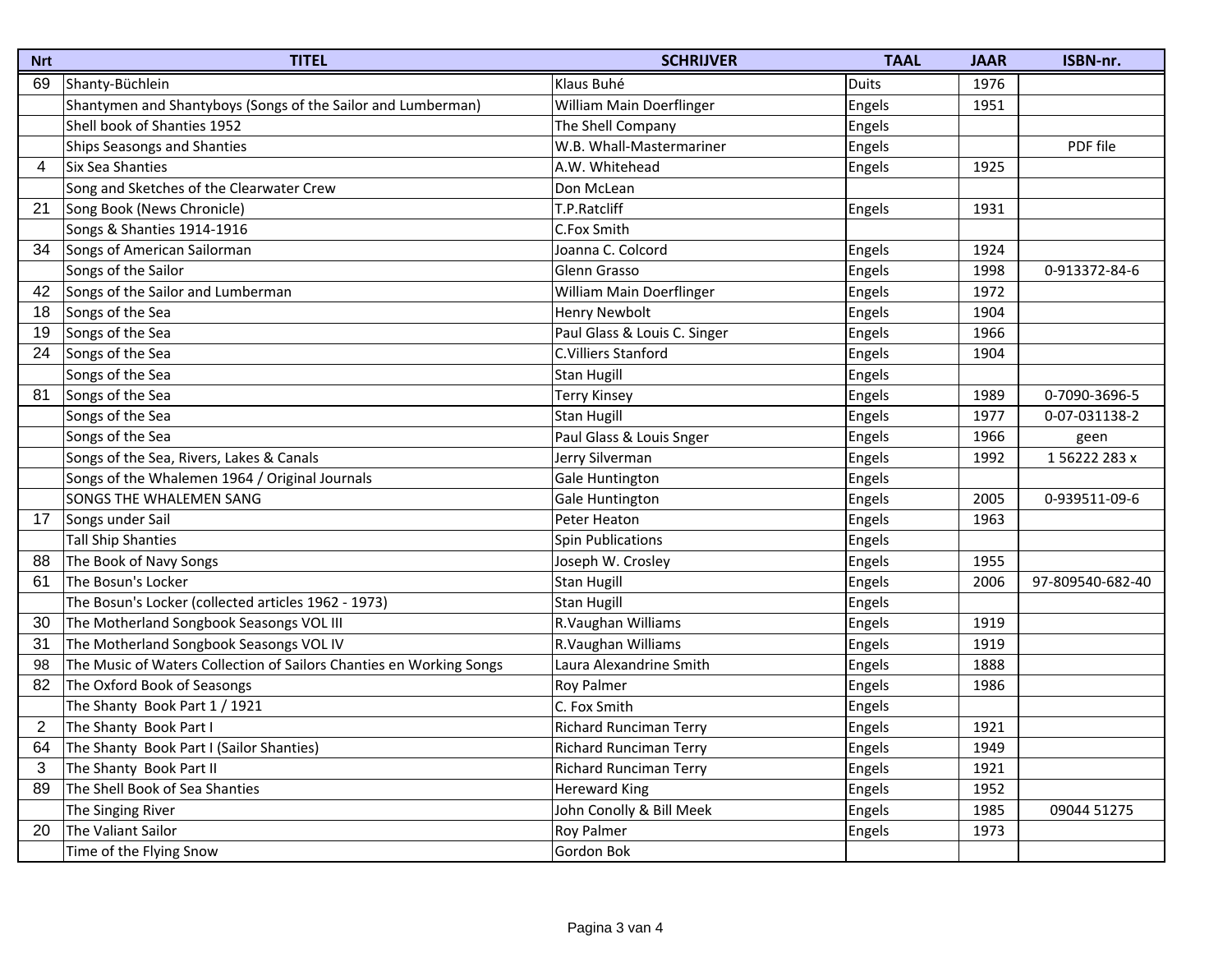| Nrt | TITEL | SCHRIJVER | TAAL | JAAR | ISBN-nr. |
|---|---|---|---|---|---|
| 69 | Shanty-Büchlein | Klaus Buhé | Duits | 1976 | |
| | Shantymen and Shantyboys (Songs of the Sailor and Lumberman) | William Main Doerflinger | Engels | 1951 | |
| | Shell book of Shanties 1952 | The Shell Company | Engels | | |
| | Ships Seasongs and Shanties | W.B. Whall-Mastermariner | Engels | | PDF file |
| 4 | Six Sea Shanties | A.W. Whitehead | Engels | 1925 | |
| | Song and Sketches of the Clearwater Crew | Don McLean | | | |
| 21 | Song Book (News Chronicle) | T.P.Ratcliff | Engels | 1931 | |
| | Songs & Shanties 1914-1916 | C.Fox Smith | | | |
| 34 | Songs of American Sailorman | Joanna C. Colcord | Engels | 1924 | |
| | Songs of the Sailor | Glenn Grasso | Engels | 1998 | 0-913372-84-6 |
| 42 | Songs of the Sailor and Lumberman | William Main Doerflinger | Engels | 1972 | |
| 18 | Songs of the Sea | Henry Newbolt | Engels | 1904 | |
| 19 | Songs of the Sea | Paul Glass & Louis C. Singer | Engels | 1966 | |
| 24 | Songs of the Sea | C.Villiers Stanford | Engels | 1904 | |
| | Songs of the Sea | Stan Hugill | Engels | | |
| 81 | Songs of the Sea | Terry Kinsey | Engels | 1989 | 0-7090-3696-5 |
| | Songs of the Sea | Stan Hugill | Engels | 1977 | 0-07-031138-2 |
| | Songs of the Sea | Paul Glass & Louis Snger | Engels | 1966 | geen |
| | Songs of the Sea, Rivers, Lakes & Canals | Jerry Silverman | Engels | 1992 | 1 56222 283 x |
| | Songs of the Whalemen 1964 / Original Journals | Gale Huntington | Engels | | |
| | SONGS THE WHALEMEN SANG | Gale Huntington | Engels | 2005 | 0-939511-09-6 |
| 17 | Songs under Sail | Peter Heaton | Engels | 1963 | |
| | Tall Ship Shanties | Spin Publications | Engels | | |
| 88 | The Book of Navy Songs | Joseph W. Crosley | Engels | 1955 | |
| 61 | The Bosun's Locker | Stan Hugill | Engels | 2006 | 97-809540-682-40 |
| | The Bosun's Locker (collected articles 1962 - 1973) | Stan Hugill | Engels | | |
| 30 | The Motherland Songbook Seasongs VOL III | R.Vaughan Williams | Engels | 1919 | |
| 31 | The Motherland Songbook Seasongs VOL IV | R.Vaughan Williams | Engels | 1919 | |
| 98 | The Music of Waters Collection of Sailors Chanties en Working Songs | Laura Alexandrine Smith | Engels | 1888 | |
| 82 | The Oxford Book of Seasongs | Roy Palmer | Engels | 1986 | |
| | The Shanty Book Part 1 / 1921 | C. Fox Smith | Engels | | |
| 2 | The Shanty Book Part I | Richard Runciman Terry | Engels | 1921 | |
| 64 | The Shanty Book Part I (Sailor Shanties) | Richard Runciman Terry | Engels | 1949 | |
| 3 | The Shanty Book Part II | Richard Runciman Terry | Engels | 1921 | |
| 89 | The Shell Book of Sea Shanties | Hereward King | Engels | 1952 | |
| | The Singing River | John Conolly & Bill Meek | Engels | 1985 | 09044 51275 |
| 20 | The Valiant Sailor | Roy Palmer | Engels | 1973 | |
| | Time of the Flying Snow | Gordon Bok | | | |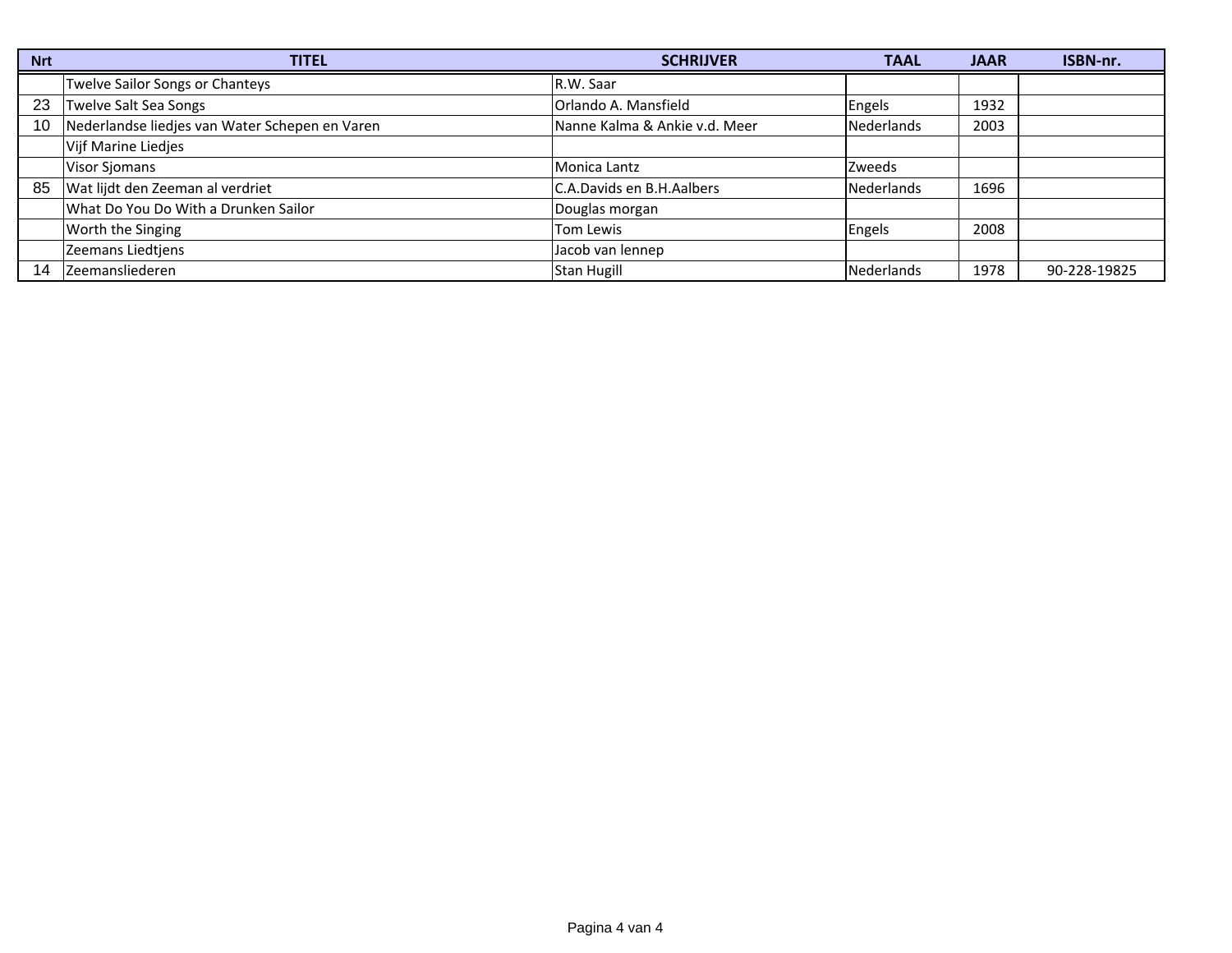| Nrt | TITEL | SCHRIJVER | TAAL | JAAR | ISBN-nr. |
|---|---|---|---|---|---|
| | Twelve Sailor Songs or Chanteys | R.W. Saar | | | |
| 23 | Twelve Salt Sea Songs | Orlando A. Mansfield | Engels | 1932 | |
| 10 | Nederlandse liedjes van Water Schepen en Varen | Nanne Kalma & Ankie v.d. Meer | Nederlands | 2003 | |
| | Vijf Marine Liedjes | | | | |
| | Visor Sjomans | Monica Lantz | Zweeds | | |
| 85 | Wat lijdt den Zeeman al verdriet | C.A.Davids en B.H.Aalbers | Nederlands | 1696 | |
| | What Do You Do With a Drunken Sailor | Douglas morgan | | | |
| | Worth the Singing | Tom Lewis | Engels | 2008 | |
| | Zeemans Liedtjens | Jacob van lennep | | | |
| 14 | Zeemansliederen | Stan Hugill | Nederlands | 1978 | 90-228-19825 |